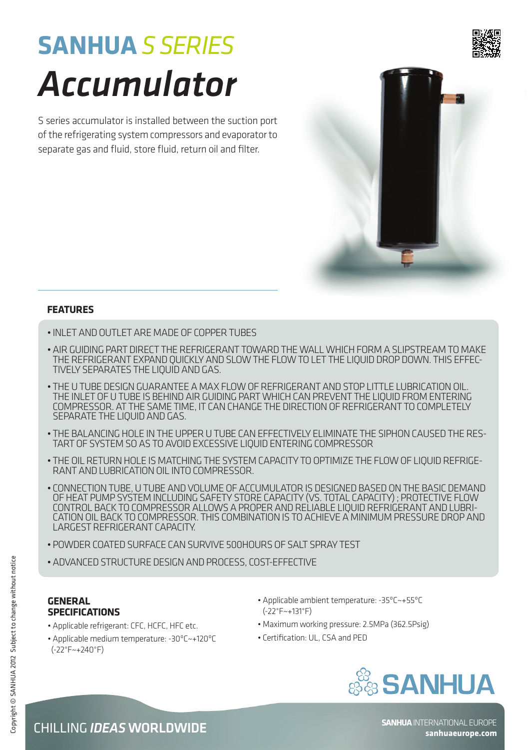# SANHUA *S SERIES*

# *Accumulator*

S series accumulator is installed between the suction port of the refrigerating system compressors and evaporator to separate gas and fluid, store fluid, return oil and filter.

## FEATURES

- INLET AND OUTLET ARE MADE OF COPPER TUBES
- AIR GUIDING PART DIRECT THE REFRIGERANT TOWARD THE WALL WHICH FORM A SLIPSTREAM TO MAKE THE REFRIGERANT EXPAND QUICKLY AND SLOW THE FLOW TO LET THE LIQUID DROP DOWN. THIS EFFECTIVELY SEPARATES THE LIQUID AND GAS.
- THE U TUBE DESIGN GUARANTEE A MAX FLOW OF REFRIGERANT AND STOP LITTLE LUBRICATION OIL. THE INLET OF U TUBE IS BEHIND AIR GUIDING PART WHICH CAN PREVENT THE LIQUID FROM ENTERING COMPRESSOR. AT THE SAME TIME, IT CAN CHANGE THE DIRECTION OF REFRIGERANT TO COMPLETELY SEPARATE THE LIQUID AND GAS.
- THE BALANCING HOLE IN THE UPPER U TUBE CAN EFFECTIVELY ELIMINATE THE SIPHON CAUSED THE RESTART OF SYSTEM SO AS TO AVOID EXCESSIVE LIQUID ENTERING COMPRESSOR
- THE OIL RETURN HOLE IS MATCHING THE SYSTEM CAPACITY TO OPTIMIZE THE FLOW OF LIQUID REFRIGERANT AND LUBRICATION OIL INTO COMPRESSOR.
- CONNECTION TUBE, U TUBE AND VOLUME OF ACCUMULATOR IS DESIGNED BASED ON THE BASIC DEMAND OF HEAT PUMP SYSTEM INCLUDING SAFETY STORE CAPACITY (VS. TOTAL CAPACITY) ; PROTECTIVE FLOW CONTROL BACK TO COMPRESSOR ALLOWS A PROPER AND RELIABLE LIQUID REFRIGERANT AND LUBRICATION OIL BACK TO COMPRESSOR. THIS COMBINATION IS TO ACHIEVE A MINIMUM PRESSURE DROP AND LARGEST REFRIGERANT CAPACITY.
- POWDER COATED SURFACE CAN SURVIVE 500HOURS OF SALT SPRAY TEST
- ADVANCED STRUCTURE DESIGN AND PROCESS, COST-EFFECTIVE

## GENERAL SPECIFICATIONS

- Applicable refrigerant: CFC, HCFC, HFC etc.
- Applicable medium temperature: -30°C~+120°C (-22°F~+240°F)
- Applicable ambient temperature: -35°C~+55°C (-22°F~+131°F)
- Maximum working pressure: 2.5MPa (362.5Psig)
- Certification: UL, CSA and PED

SANHUA

CHILLING *IDEAS* WORLDWIDE

**SANHUA** INTERNATIONAL EUROPE
**sanhuaeurope.com**

Copyright © SANHUA 2012 Subject to change without notice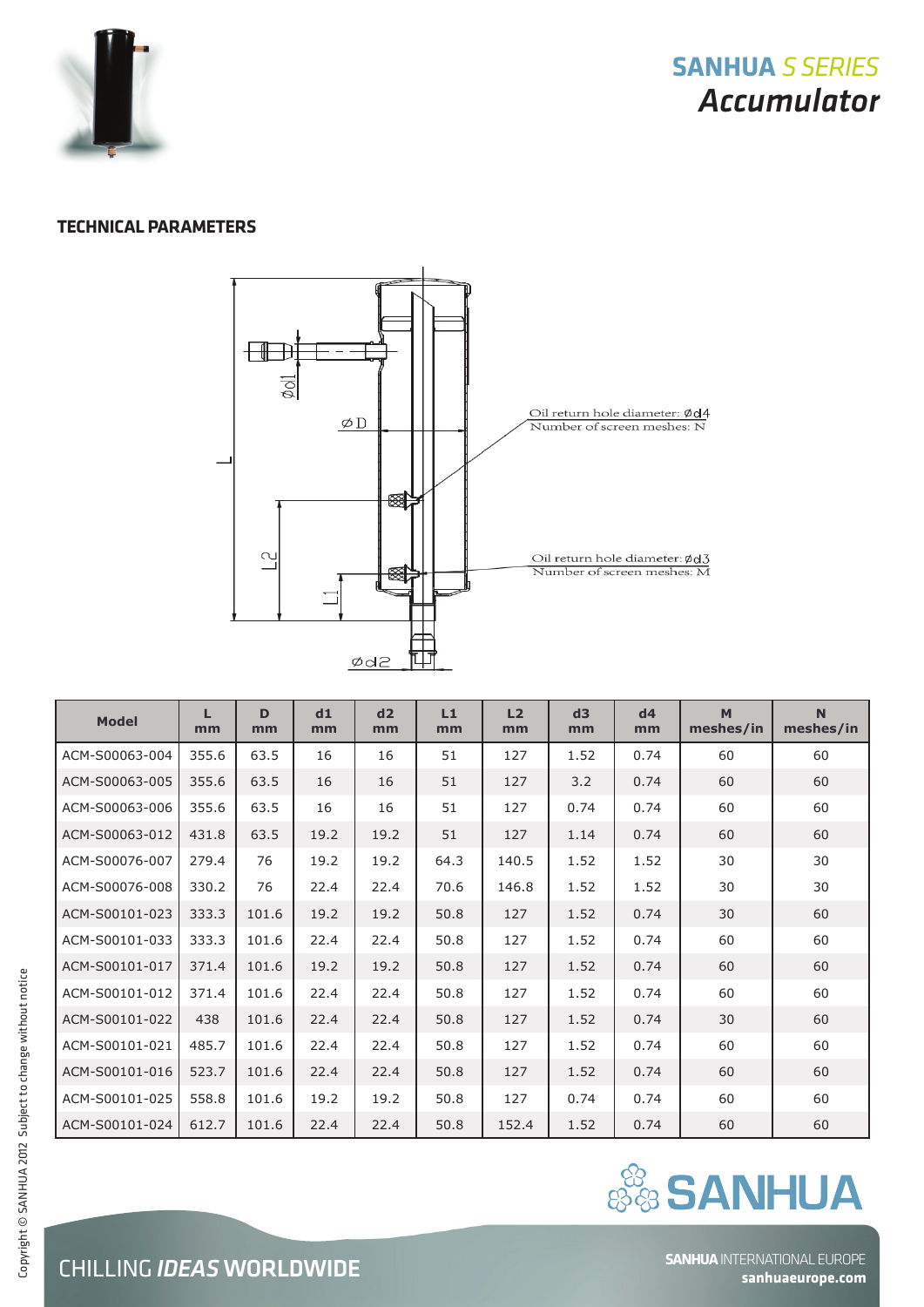# SANHUA *S SERIES*
## *Accumulator*

### TECHNICAL PARAMETERS

Oil return hole diameter: Ød4
Number of screen meshes: N

Oil return hole diameter: Ød3
Number of screen meshes: M

| Model | L mm | D mm | d1 mm | d2 mm | L1 mm | L2 mm | d3 mm | d4 mm | M meshes/in | N meshes/in |
|---|---|---|---|---|---|---|---|---|---|---|
| ACM-S00063-004 | 355.6 | 63.5 | 16 | 16 | 51 | 127 | 1.52 | 0.74 | 60 | 60 |
| ACM-S00063-005 | 355.6 | 63.5 | 16 | 16 | 51 | 127 | 3.2 | 0.74 | 60 | 60 |
| ACM-S00063-006 | 355.6 | 63.5 | 16 | 16 | 51 | 127 | 0.74 | 0.74 | 60 | 60 |
| ACM-S00063-012 | 431.8 | 63.5 | 19.2 | 19.2 | 51 | 127 | 1.14 | 0.74 | 60 | 60 |
| ACM-S00076-007 | 279.4 | 76 | 19.2 | 19.2 | 64.3 | 140.5 | 1.52 | 1.52 | 30 | 30 |
| ACM-S00076-008 | 330.2 | 76 | 22.4 | 22.4 | 70.6 | 146.8 | 1.52 | 1.52 | 30 | 30 |
| ACM-S00101-023 | 333.3 | 101.6 | 19.2 | 19.2 | 50.8 | 127 | 1.52 | 0.74 | 30 | 60 |
| ACM-S00101-033 | 333.3 | 101.6 | 22.4 | 22.4 | 50.8 | 127 | 1.52 | 0.74 | 60 | 60 |
| ACM-S00101-017 | 371.4 | 101.6 | 19.2 | 19.2 | 50.8 | 127 | 1.52 | 0.74 | 60 | 60 |
| ACM-S00101-012 | 371.4 | 101.6 | 22.4 | 22.4 | 50.8 | 127 | 1.52 | 0.74 | 60 | 60 |
| ACM-S00101-022 | 438 | 101.6 | 22.4 | 22.4 | 50.8 | 127 | 1.52 | 0.74 | 30 | 60 |
| ACM-S00101-021 | 485.7 | 101.6 | 22.4 | 22.4 | 50.8 | 127 | 1.52 | 0.74 | 60 | 60 |
| ACM-S00101-016 | 523.7 | 101.6 | 22.4 | 22.4 | 50.8 | 127 | 1.52 | 0.74 | 60 | 60 |
| ACM-S00101-025 | 558.8 | 101.6 | 19.2 | 19.2 | 50.8 | 127 | 0.74 | 0.74 | 60 | 60 |
| ACM-S00101-024 | 612.7 | 101.6 | 22.4 | 22.4 | 50.8 | 152.4 | 1.52 | 0.74 | 60 | 60 |

Copyright © SANHUA 2012 Subject to change without notice

SANHUA

CHILLING *IDEAS* WORLDWIDE

**SANHUA** INTERNATIONAL EUROPE
**sanhuaeurope.com**